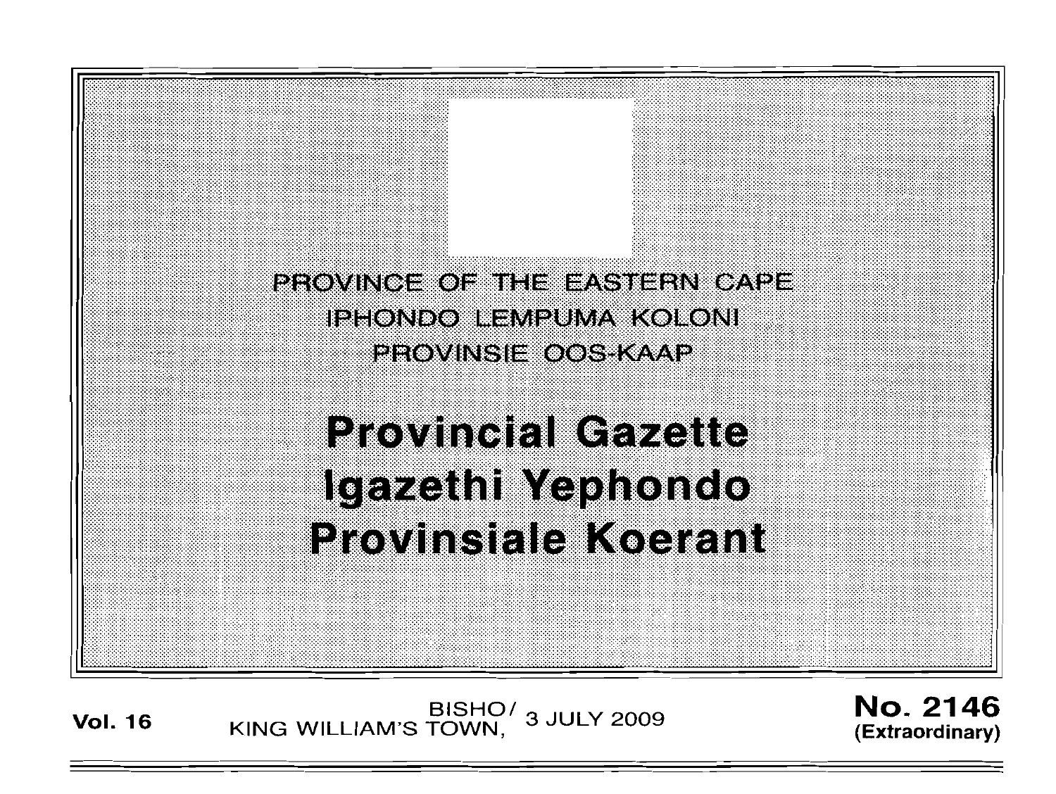PROVINCE OF THE EASTERN CAPE

IPHONDO LEMPUMA KOLONI

PROVINSIE OOS-KAAP

# Provincial Gazette

# Igazethi Yephondo

# Provinsiale Koerant

**Vol. 16** BISHO/ KING WILLIAM'S TOWN, 3 JULY 2009 **No. 2146** **(Extraordinary)**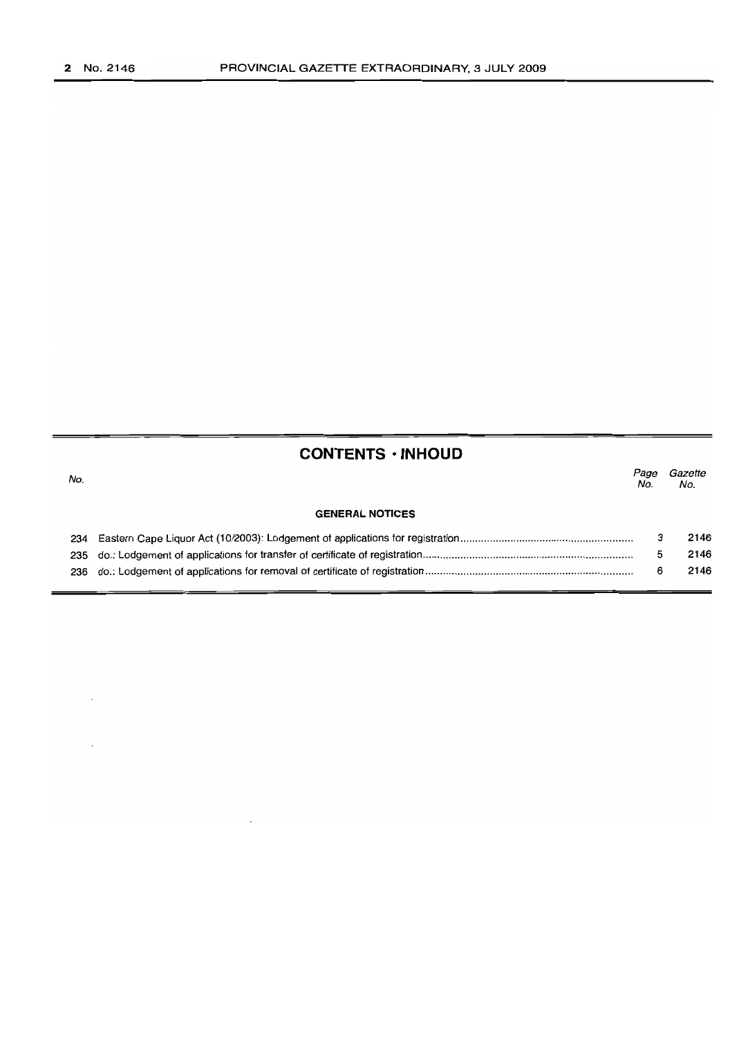## CONTENTS · INHOUD

| No. | | Page No. | Gazette No. |
|---|---|---|---|
| | **GENERAL NOTICES** | | |
| 234 | Eastern Cape Liquor Act (10/2003): Lodgement of applications for registration | 3 | 2146 |
| 235 | do.: Lodgement of applications for transfer of certificate of registration | 5 | 2146 |
| 236 | do.: Lodgement of applications for removal of certificate of registration | 6 | 2146 |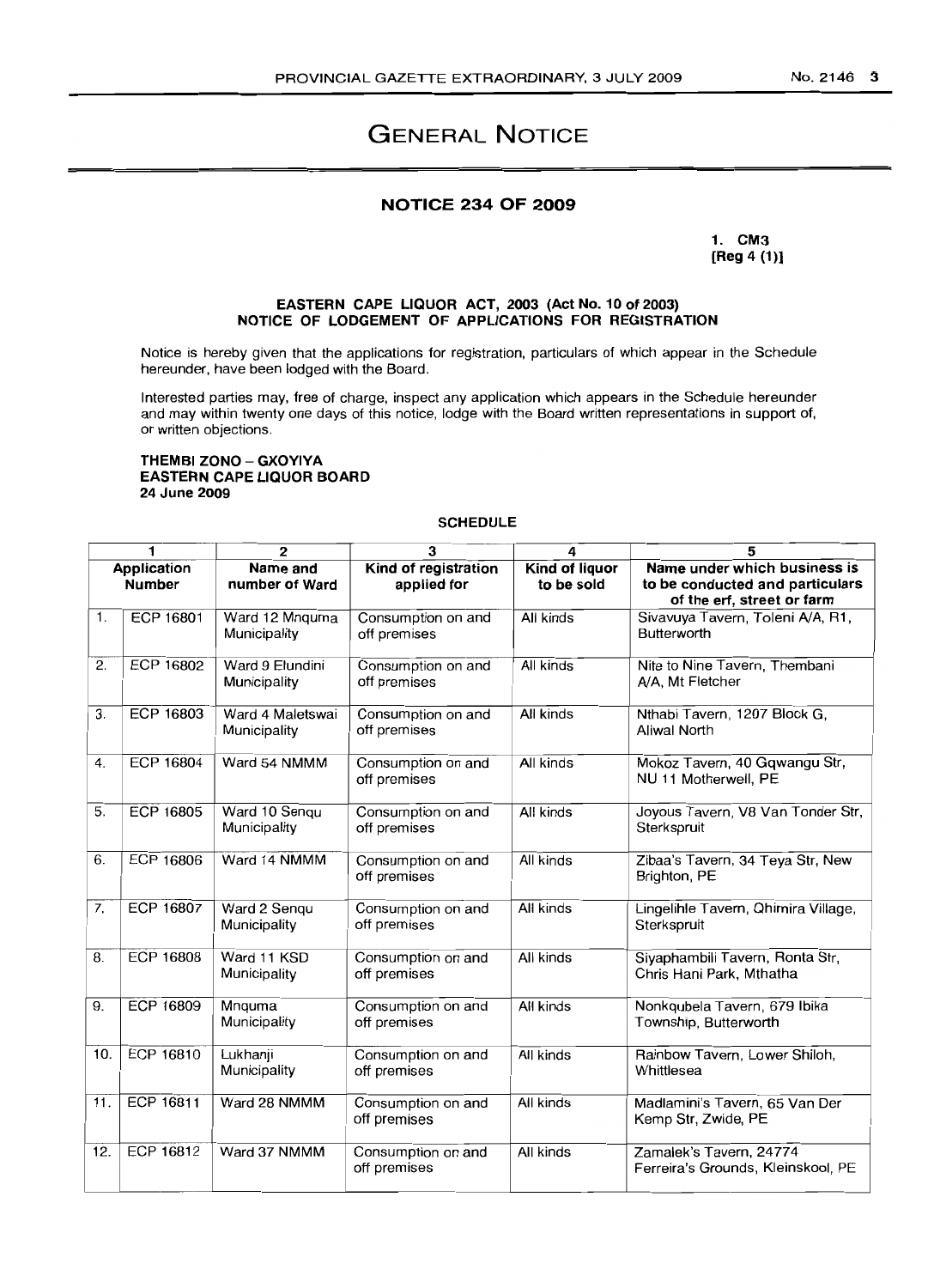# GENERAL NOTICE

## NOTICE 234 OF 2009

**1. CM3**
**[Reg 4 (1)]**

### EASTERN CAPE LIQUOR ACT, 2003 (Act No. 10 of 2003)
### NOTICE OF LODGEMENT OF APPLICATIONS FOR REGISTRATION

Notice is hereby given that the applications for registration, particulars of which appear in the Schedule hereunder, have been lodged with the Board.

Interested parties may, free of charge, inspect any application which appears in the Schedule hereunder and may within twenty one days of this notice, lodge with the Board written representations in support of, or written objections.

**THEMBI ZONO – GXOYIYA**
**EASTERN CAPE LIQUOR BOARD**
**24 June 2009**

SCHEDULE

| 1 | | 2 | 3 | 4 | 5 |
|---|---|---|---|---|---|
| **Application Number** | | **Name and number of Ward** | **Kind of registration applied for** | **Kind of liquor to be sold** | **Name under which business is to be conducted and particulars of the erf, street or farm** |
| 1. | ECP 16801 | Ward 12 Mnquma Municipality | Consumption on and off premises | All kinds | Sivavuya Tavern, Toleni A/A, R1, Butterworth |
| 2. | ECP 16802 | Ward 9 Elundini Municipality | Consumption on and off premises | All kinds | Nite to Nine Tavern, Thembani A/A, Mt Fletcher |
| 3. | ECP 16803 | Ward 4 Maletswai Municipality | Consumption on and off premises | All kinds | Nthabi Tavern, 1207 Block G, Aliwal North |
| 4. | ECP 16804 | Ward 54 NMMM | Consumption on and off premises | All kinds | Mokoz Tavern, 40 Gqwangu Str, NU 11 Motherwell, PE |
| 5. | ECP 16805 | Ward 10 Senqu Municipality | Consumption on and off premises | All kinds | Joyous Tavern, V8 Van Tonder Str, Sterkspruit |
| 6. | ECP 16806 | Ward 14 NMMM | Consumption on and off premises | All kinds | Zibaa's Tavern, 34 Teya Str, New Brighton, PE |
| 7. | ECP 16807 | Ward 2 Senqu Municipality | Consumption on and off premises | All kinds | Lingelihle Tavern, Qhimira Village, Sterkspruit |
| 8. | ECP 16808 | Ward 11 KSD Municipality | Consumption on and off premises | All kinds | Siyaphambili Tavern, Ronta Str, Chris Hani Park, Mthatha |
| 9. | ECP 16809 | Mnquma Municipality | Consumption on and off premises | All kinds | Nonkqubela Tavern, 679 Ibika Township, Butterworth |
| 10. | ECP 16810 | Lukhanji Municipality | Consumption on and off premises | All kinds | Rainbow Tavern, Lower Shiloh, Whittlesea |
| 11. | ECP 16811 | Ward 28 NMMM | Consumption on and off premises | All kinds | Madlamini's Tavern, 65 Van Der Kemp Str, Zwide, PE |
| 12. | ECP 16812 | Ward 37 NMMM | Consumption on and off premises | All kinds | Zamalek's Tavern, 24774 Ferreira's Grounds, Kleinskool, PE |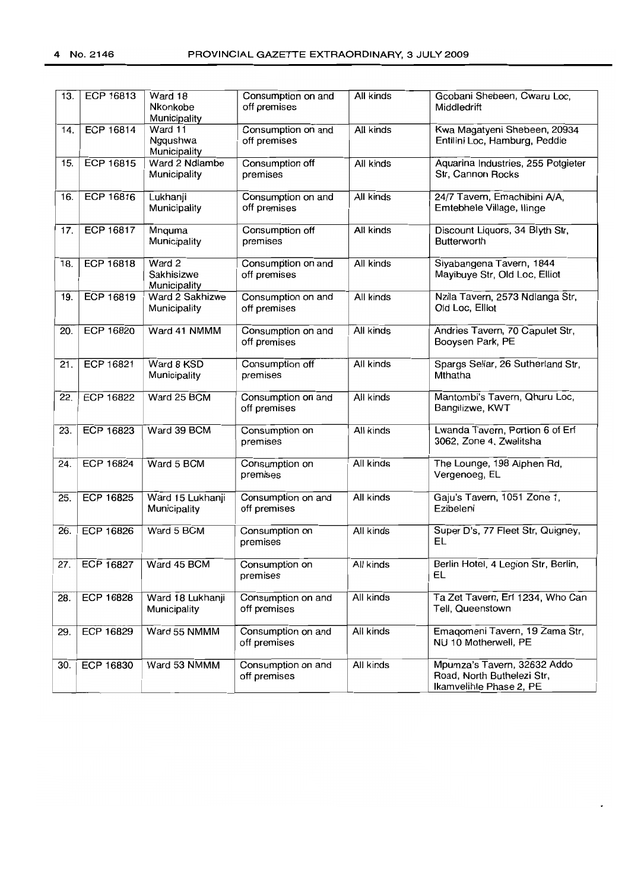| 13. | ECP 16813 | Ward 18 Nkonkobe Municipality | Consumption on and off premises | All kinds | Gcobani Shebeen, Cwaru Loc, Middledrift |
|---|---|---|---|---|---|
| 14. | ECP 16814 | Ward 11 Ngqushwa Municipality | Consumption on and off premises | All kinds | Kwa Magatyeni Shebeen, 20934 Entilini Loc, Hamburg, Peddie |
| 15. | ECP 16815 | Ward 2 Ndlambe Municipality | Consumption off premises | All kinds | Aquarina Industries, 255 Potgieter Str, Cannon Rocks |
| 16. | ECP 16816 | Lukhanji Municipality | Consumption on and off premises | All kinds | 24/7 Tavern, Emachibini A/A, Emtebhele Village, Ilinge |
| 17. | ECP 16817 | Mnquma Municipality | Consumption off premises | All kinds | Discount Liquors, 34 Blyth Str, Butterworth |
| 18. | ECP 16818 | Ward 2 Sakhisizwe Municipality | Consumption on and off premises | All kinds | Siyabangena Tavern, 1844 Mayibuye Str, Old Loc, Elliot |
| 19. | ECP 16819 | Ward 2 Sakhizwe Municipality | Consumption on and off premises | All kinds | Nzila Tavern, 2573 Ndlanga Str, Old Loc, Elliot |
| 20. | ECP 16820 | Ward 41 NMMM | Consumption on and off premises | All kinds | Andries Tavern, 70 Capulet Str, Booysen Park, PE |
| 21. | ECP 16821 | Ward 8 KSD Municipality | Consumption off premises | All kinds | Spargs Sellar, 26 Sutherland Str, Mthatha |
| 22. | ECP 16822 | Ward 25 BCM | Consumption on and off premises | All kinds | Mantombi's Tavern, Qhuru Loc, Bangilizwe, KWT |
| 23. | ECP 16823 | Ward 39 BCM | Consumption on premises | All kinds | Lwanda Tavern, Portion 6 of Erf 3062, Zone 4, Zwelitsha |
| 24. | ECP 16824 | Ward 5 BCM | Consumption on premises | All kinds | The Lounge, 198 Alphen Rd, Vergenoeg, EL |
| 25. | ECP 16825 | Ward 15 Lukhanji Municipality | Consumption on and off premises | All kinds | Gaju's Tavern, 1051 Zone 1, Ezibeleni |
| 26. | ECP 16826 | Ward 5 BCM | Consumption on premises | All kinds | Super D's, 77 Fleet Str, Quigney, EL |
| 27. | ECP 16827 | Ward 45 BCM | Consumption on premises | All kinds | Berlin Hotel, 4 Legion Str, Berlin, EL |
| 28. | ECP 16828 | Ward 18 Lukhanji Municipality | Consumption on and off premises | All kinds | Ta Zet Tavern, Erf 1234, Who Can Tell, Queenstown |
| 29. | ECP 16829 | Ward 55 NMMM | Consumption on and off premises | All kinds | Emaqomeni Tavern, 19 Zama Str, NU 10 Motherwell, PE |
| 30. | ECP 16830 | Ward 53 NMMM | Consumption on and off premises | All kinds | Mpumza's Tavern, 32632 Addo Road, North Buthelezi Str, Ikamvelihle Phase 2, PE |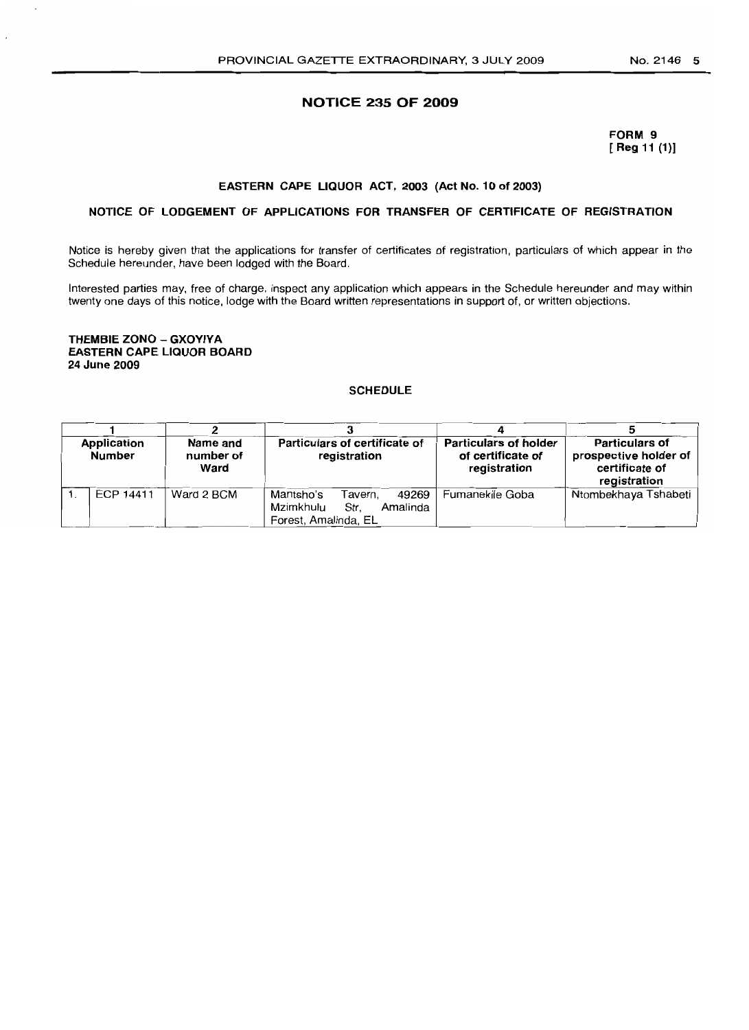## NOTICE 235 OF 2009

**FORM 9**
**[ Reg 11 (1)]**

### EASTERN CAPE LIQUOR ACT, 2003 (Act No. 10 of 2003)

### NOTICE OF LODGEMENT OF APPLICATIONS FOR TRANSFER OF CERTIFICATE OF REGISTRATION

Notice is hereby given that the applications for transfer of certificates of registration, particulars of which appear in the Schedule hereunder, have been lodged with the Board.

Interested parties may, free of charge, inspect any application which appears in the Schedule hereunder and may within twenty one days of this notice, lodge with the Board written representations in support of, or written objections.

**THEMBIE ZONO – GXOYIYA**
**EASTERN CAPE LIQUOR BOARD**
**24 June 2009**

**SCHEDULE**

| 1 | | 2 | 3 | 4 | 5 |
|---|---|---|---|---|---|
| **Application Number** | | **Name and number of Ward** | **Particulars of certificate of registration** | **Particulars of holder of certificate of registration** | **Particulars of prospective holder of certificate of registration** |
| 1. | ECP 14411 | Ward 2 BCM | Mantsho's Tavern, 49269 Mzimkhulu Str, Amalinda Forest, Amalinda, EL | Fumanekile Goba | Ntombekhaya Tshabeti |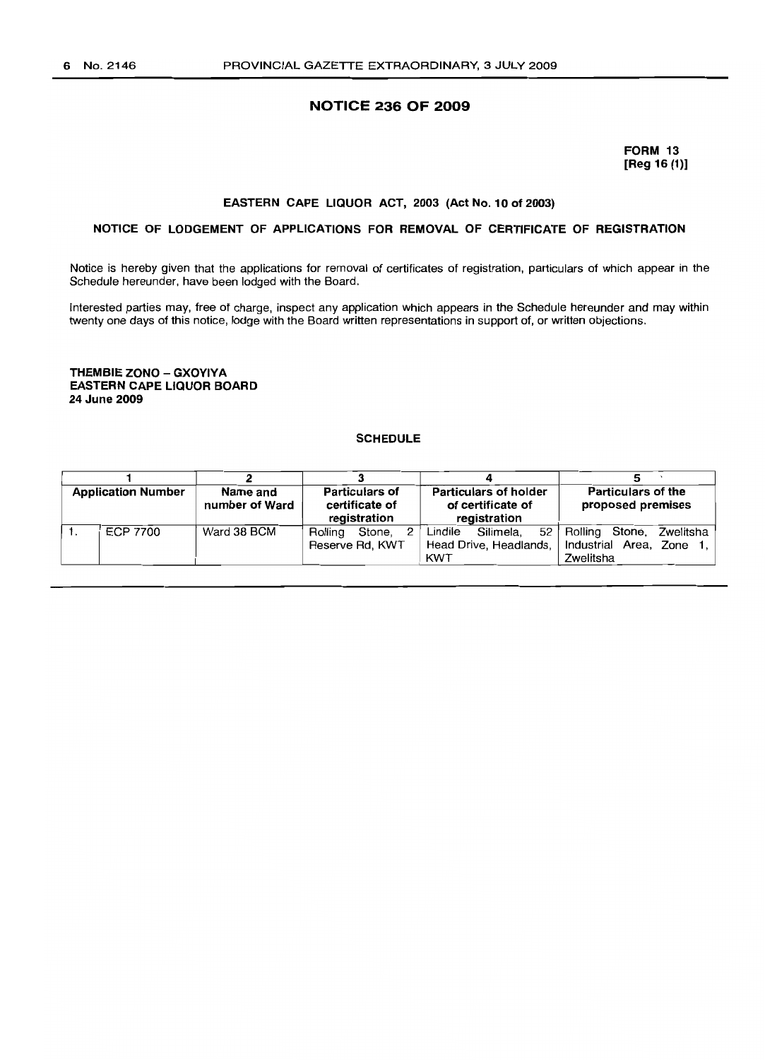## NOTICE 236 OF 2009

**FORM 13**
**[Reg 16 (1)]**

### EASTERN CAPE LIQUOR ACT, 2003 (Act No. 10 of 2003)

### NOTICE OF LODGEMENT OF APPLICATIONS FOR REMOVAL OF CERTIFICATE OF REGISTRATION

Notice is hereby given that the applications for removal of certificates of registration, particulars of which appear in the Schedule hereunder, have been lodged with the Board.

Interested parties may, free of charge, inspect any application which appears in the Schedule hereunder and may within twenty one days of this notice, lodge with the Board written representations in support of, or written objections.

**THEMBIE ZONO – GXOYIYA**
**EASTERN CAPE LIQUOR BOARD**
**24 June 2009**

### SCHEDULE

| 1 | | 2 | 3 | 4 | 5 |
|---|---|---|---|---|---|
| **Application Number** | | **Name and number of Ward** | **Particulars of certificate of registration** | **Particulars of holder of certificate of registration** | **Particulars of the proposed premises** |
| 1. | ECP 7700 | Ward 38 BCM | Rolling Stone, 2 Reserve Rd, KWT | Lindile Silimela, 52 Head Drive, Headlands, KWT | Rolling Stone, Zwelitsha Industrial Area, Zone 1, Zwelitsha |